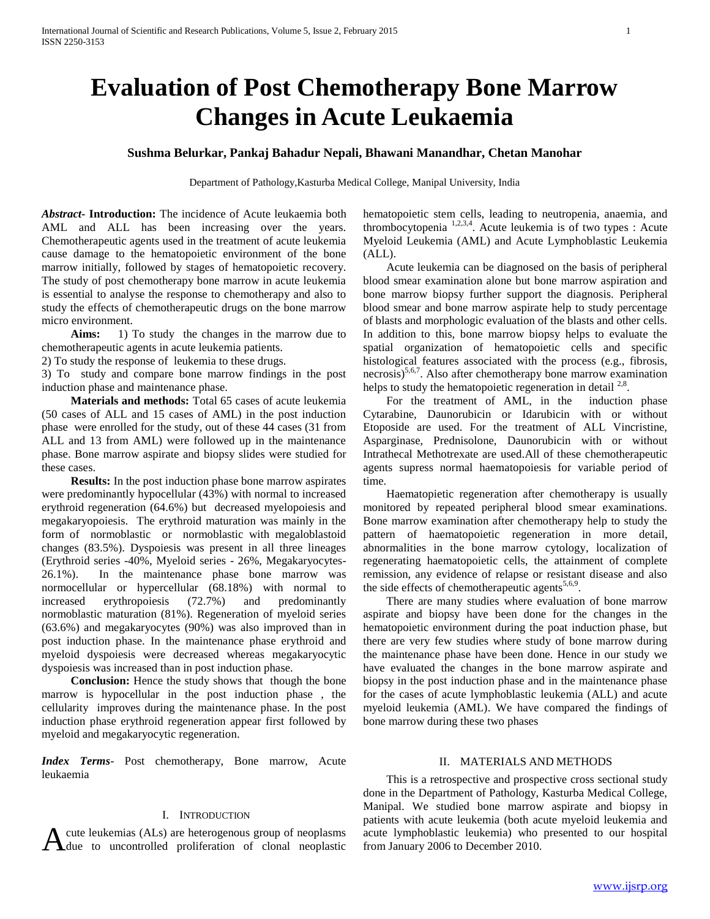# Evaluation of Post Chemotherapy Bone Marrow Changes in Acute Leukaemia

**Sushma Belurkar, Pankaj Bahadur Nepali, Bhawani Manandhar, Chetan Manohar**

Department of Pathology,Kasturba Medical College, Manipal University, India

***Abstract*- Introduction:** The incidence of Acute leukaemia both AML and ALL has been increasing over the years. Chemotherapeutic agents used in the treatment of acute leukemia cause damage to the hematopoietic environment of the bone marrow initially, followed by stages of hematopoietic recovery. The study of post chemotherapy bone marrow in acute leukemia is essential to analyse the response to chemotherapy and also to study the effects of chemotherapeutic drugs on the bone marrow micro environment.

**Aims:** 1) To study the changes in the marrow due to chemotherapeutic agents in acute leukemia patients.

2) To study the response of leukemia to these drugs.

3) To study and compare bone marrow findings in the post induction phase and maintenance phase.

**Materials and methods:** Total 65 cases of acute leukemia (50 cases of ALL and 15 cases of AML) in the post induction phase were enrolled for the study, out of these 44 cases (31 from ALL and 13 from AML) were followed up in the maintenance phase. Bone marrow aspirate and biopsy slides were studied for these cases.

**Results:** In the post induction phase bone marrow aspirates were predominantly hypocellular (43%) with normal to increased erythroid regeneration (64.6%) but decreased myelopoiesis and megakaryopoiesis. The erythroid maturation was mainly in the form of normoblastic or normoblastic with megaloblastoid changes (83.5%). Dyspoiesis was present in all three lineages (Erythroid series -40%, Myeloid series - 26%, Megakaryocytes- 26.1%). In the maintenance phase bone marrow was normocellular or hypercellular (68.18%) with normal to increased erythropoiesis (72.7%) and predominantly normoblastic maturation (81%). Regeneration of myeloid series (63.6%) and megakaryocytes (90%) was also improved than in post induction phase. In the maintenance phase erythroid and myeloid dyspoiesis were decreased whereas megakaryocytic dyspoiesis was increased than in post induction phase.

**Conclusion:** Hence the study shows that though the bone marrow is hypocellular in the post induction phase , the cellularity improves during the maintenance phase. In the post induction phase erythroid regeneration appear first followed by myeloid and megakaryocytic regeneration.

***Index Terms***- Post chemotherapy, Bone marrow, Acute leukaemia

## I. Introduction

Acute leukemias (ALs) are heterogenous group of neoplasms due to uncontrolled proliferation of clonal neoplastic hematopoietic stem cells, leading to neutropenia, anaemia, and thrombocytopenia [1,2,3,4]. Acute leukemia is of two types : Acute Myeloid Leukemia (AML) and Acute Lymphoblastic Leukemia (ALL).

Acute leukemia can be diagnosed on the basis of peripheral blood smear examination alone but bone marrow aspiration and bone marrow biopsy further support the diagnosis. Peripheral blood smear and bone marrow aspirate help to study percentage of blasts and morphologic evaluation of the blasts and other cells. In addition to this, bone marrow biopsy helps to evaluate the spatial organization of hematopoietic cells and specific histological features associated with the process (e.g., fibrosis, necrosis)[5,6,7]. Also after chemotherapy bone marrow examination helps to study the hematopoietic regeneration in detail [2,8].

For the treatment of AML, in the induction phase Cytarabine, Daunorubicin or Idarubicin with or without Etoposide are used. For the treatment of ALL Vincristine, Asparginase, Prednisolone, Daunorubicin with or without Intrathecal Methotrexate are used.All of these chemotherapeutic agents supress normal haematopoiesis for variable period of time.

Haematopietic regeneration after chemotherapy is usually monitored by repeated peripheral blood smear examinations. Bone marrow examination after chemotherapy help to study the pattern of haematopoietic regeneration in more detail, abnormalities in the bone marrow cytology, localization of regenerating haematopoietic cells, the attainment of complete remission, any evidence of relapse or resistant disease and also the side effects of chemotherapeutic agents[5,6,9].

There are many studies where evaluation of bone marrow aspirate and biopsy have been done for the changes in the hematopoietic environment during the poat induction phase, but there are very few studies where study of bone marrow during the maintenance phase have been done. Hence in our study we have evaluated the changes in the bone marrow aspirate and biopsy in the post induction phase and in the maintenance phase for the cases of acute lymphoblastic leukemia (ALL) and acute myeloid leukemia (AML). We have compared the findings of bone marrow during these two phases

## II. Materials and Methods

This is a retrospective and prospective cross sectional study done in the Department of Pathology, Kasturba Medical College, Manipal. We studied bone marrow aspirate and biopsy in patients with acute leukemia (both acute myeloid leukemia and acute lymphoblastic leukemia) who presented to our hospital from January 2006 to December 2010.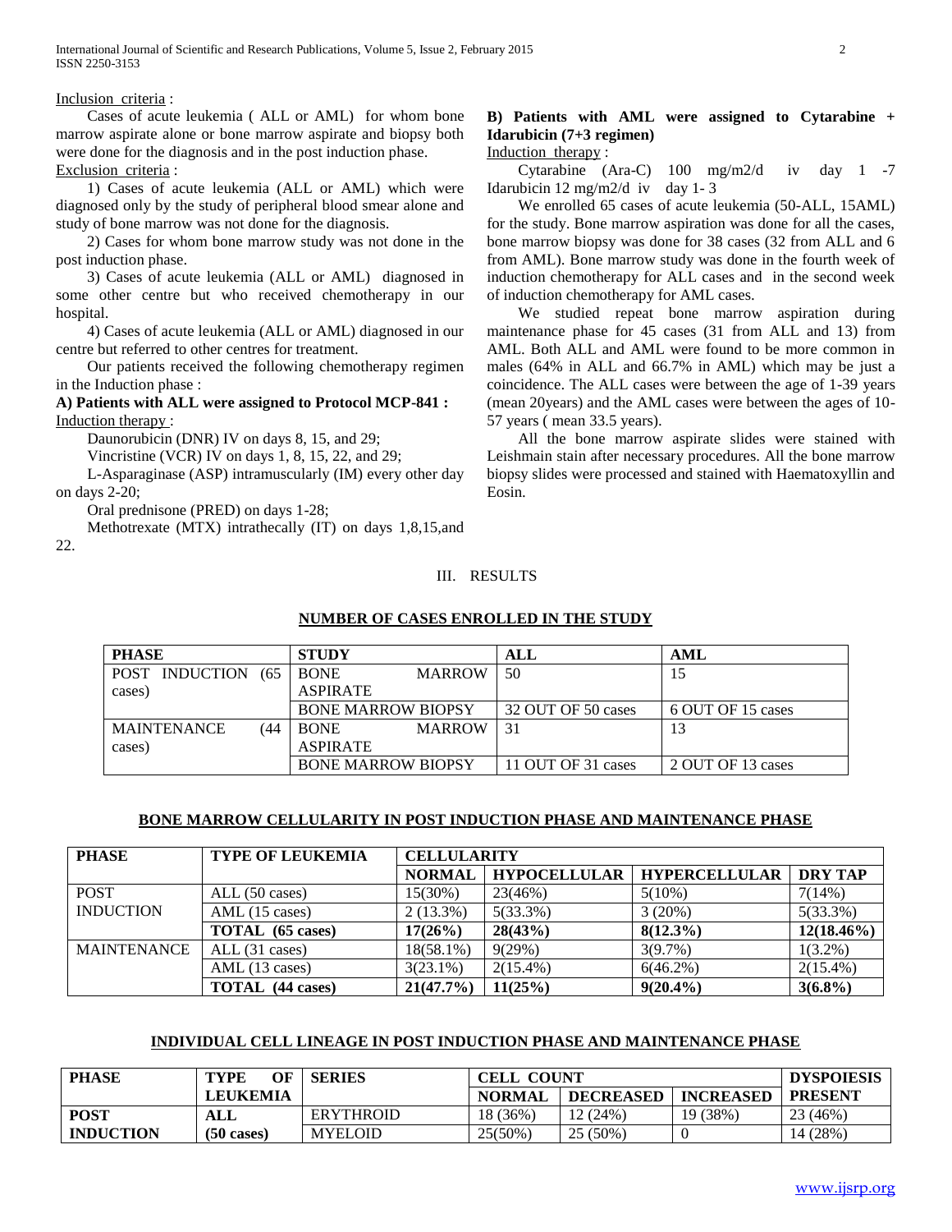Inclusion criteria :

Cases of acute leukemia ( ALL or AML) for whom bone marrow aspirate alone or bone marrow aspirate and biopsy both were done for the diagnosis and in the post induction phase.

Exclusion criteria :

1) Cases of acute leukemia (ALL or AML) which were diagnosed only by the study of peripheral blood smear alone and study of bone marrow was not done for the diagnosis.

2) Cases for whom bone marrow study was not done in the post induction phase.

3) Cases of acute leukemia (ALL or AML) diagnosed in some other centre but who received chemotherapy in our hospital.

4) Cases of acute leukemia (ALL or AML) diagnosed in our centre but referred to other centres for treatment.

Our patients received the following chemotherapy regimen in the Induction phase :

**A) Patients with ALL were assigned to Protocol MCP-841 :**

Induction therapy :

Daunorubicin (DNR) IV on days 8, 15, and 29;

Vincristine (VCR) IV on days 1, 8, 15, 22, and 29;

L-Asparaginase (ASP) intramuscularly (IM) every other day on days 2-20;

Oral prednisone (PRED) on days 1-28;

Methotrexate (MTX) intrathecally (IT) on days 1,8,15,and 22.

**B) Patients with AML were assigned to Cytarabine + Idarubicin (7+3 regimen)**

Induction therapy :

Cytarabine (Ara-C) 100 mg/m2/d iv day 1 -7
Idarubicin 12 mg/m2/d iv day 1- 3

We enrolled 65 cases of acute leukemia (50-ALL, 15AML) for the study. Bone marrow aspiration was done for all the cases, bone marrow biopsy was done for 38 cases (32 from ALL and 6 from AML). Bone marrow study was done in the fourth week of induction chemotherapy for ALL cases and in the second week of induction chemotherapy for AML cases.

We studied repeat bone marrow aspiration during maintenance phase for 45 cases (31 from ALL and 13) from AML. Both ALL and AML were found to be more common in males (64% in ALL and 66.7% in AML) which may be just a coincidence. The ALL cases were between the age of 1-39 years (mean 20years) and the AML cases were between the ages of 10-57 years ( mean 33.5 years).

All the bone marrow aspirate slides were stained with Leishmain stain after necessary procedures. All the bone marrow biopsy slides were processed and stained with Haematoxyllin and Eosin.

## III. RESULTS

**NUMBER OF CASES ENROLLED IN THE STUDY**

| PHASE | STUDY | ALL | AML |
|---|---|---|---|
| POST INDUCTION (65 cases) | BONE MARROW ASPIRATE | 50 | 15 |
| | BONE MARROW BIOPSY | 32 OUT OF 50 cases | 6 OUT OF 15 cases |
| MAINTENANCE (44 cases) | BONE MARROW ASPIRATE | 31 | 13 |
| | BONE MARROW BIOPSY | 11 OUT OF 31 cases | 2 OUT OF 13 cases |

**BONE MARROW CELLULARITY IN POST INDUCTION PHASE AND MAINTENANCE PHASE**

| PHASE | TYPE OF LEUKEMIA | CELLULARITY | | | |
|---|---|---|---|---|---|
| | | NORMAL | HYPOCELLULAR | HYPERCELLULAR | DRY TAP |
| POST INDUCTION | ALL (50 cases) | 15(30%) | 23(46%) | 5(10%) | 7(14%) |
| | AML (15 cases) | 2 (13.3%) | 5(33.3%) | 3 (20%) | 5(33.3%) |
| | **TOTAL (65 cases)** | **17(26%)** | **28(43%)** | **8(12.3%)** | **12(18.46%)** |
| MAINTENANCE | ALL (31 cases) | 18(58.1%) | 9(29%) | 3(9.7%) | 1(3.2%) |
| | AML (13 cases) | 3(23.1%) | 2(15.4%) | 6(46.2%) | 2(15.4%) |
| | **TOTAL (44 cases)** | **21(47.7%)** | **11(25%)** | **9(20.4%)** | **3(6.8%)** |

**INDIVIDUAL CELL LINEAGE IN POST INDUCTION PHASE AND MAINTENANCE PHASE**

| PHASE | TYPE OF LEUKEMIA | SERIES | CELL COUNT | | | DYSPOIESIS |
|---|---|---|---|---|---|---|
| | | | NORMAL | DECREASED | INCREASED | PRESENT |
| **POST INDUCTION** | **ALL (50 cases)** | ERYTHROID | 18 (36%) | 12 (24%) | 19 (38%) | 23 (46%) |
| | | MYELOID | 25(50%) | 25 (50%) | 0 | 14 (28%) |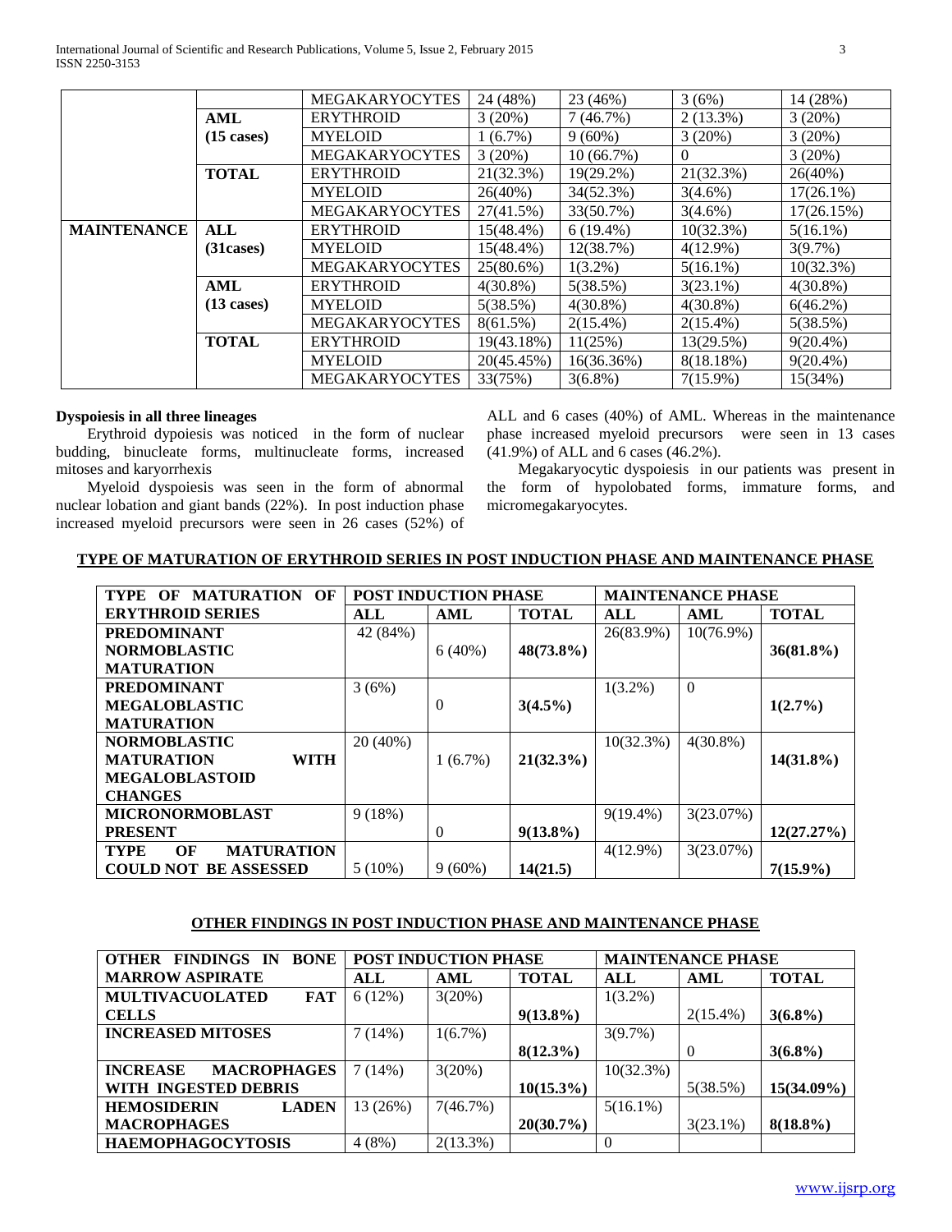| | | MEGAKARYOCYTES | 24 (48%) | 23 (46%) | 3 (6%) | 14 (28%) |
|---|---|---|---|---|---|---|
| | **AML (15 cases)** | ERYTHROID | 3 (20%) | 7 (46.7%) | 2 (13.3%) | 3 (20%) |
| | | MYELOID | 1 (6.7%) | 9 (60%) | 3 (20%) | 3 (20%) |
| | | MEGAKARYOCYTES | 3 (20%) | 10 (66.7%) | 0 | 3 (20%) |
| | **TOTAL** | ERYTHROID | 21(32.3%) | 19(29.2%) | 21(32.3%) | 26(40%) |
| | | MYELOID | 26(40%) | 34(52.3%) | 3(4.6%) | 17(26.1%) |
| | | MEGAKARYOCYTES | 27(41.5%) | 33(50.7%) | 3(4.6%) | 17(26.15%) |
| **MAINTENANCE** | **ALL (31cases)** | ERYTHROID | 15(48.4%) | 6 (19.4%) | 10(32.3%) | 5(16.1%) |
| | | MYELOID | 15(48.4%) | 12(38.7%) | 4(12.9%) | 3(9.7%) |
| | | MEGAKARYOCYTES | 25(80.6%) | 1(3.2%) | 5(16.1%) | 10(32.3%) |
| | **AML (13 cases)** | ERYTHROID | 4(30.8%) | 5(38.5%) | 3(23.1%) | 4(30.8%) |
| | | MYELOID | 5(38.5%) | 4(30.8%) | 4(30.8%) | 6(46.2%) |
| | | MEGAKARYOCYTES | 8(61.5%) | 2(15.4%) | 2(15.4%) | 5(38.5%) |
| | **TOTAL** | ERYTHROID | 19(43.18%) | 11(25%) | 13(29.5%) | 9(20.4%) |
| | | MYELOID | 20(45.45%) | 16(36.36%) | 8(18.18%) | 9(20.4%) |
| | | MEGAKARYOCYTES | 33(75%) | 3(6.8%) | 7(15.9%) | 15(34%) |

**Dyspoiesis in all three lineages**

Erythroid dypoiesis was noticed in the form of nuclear budding, binucleate forms, multinucleate forms, increased mitoses and karyorrhexis

Myeloid dyspoiesis was seen in the form of abnormal nuclear lobation and giant bands (22%). In post induction phase increased myeloid precursors were seen in 26 cases (52%) of ALL and 6 cases (40%) of AML. Whereas in the maintenance phase increased myeloid precursors were seen in 13 cases (41.9%) of ALL and 6 cases (46.2%).

Megakaryocytic dyspoiesis in our patients was present in the form of hypolobated forms, immature forms, and micromegakaryocytes.

**TYPE OF MATURATION OF ERYTHROID SERIES IN POST INDUCTION PHASE AND MAINTENANCE PHASE**

| TYPE OF MATURATION OF ERYTHROID SERIES | POST INDUCTION PHASE | | | MAINTENANCE PHASE | | |
|---|---|---|---|---|---|---|
| | ALL | AML | TOTAL | ALL | AML | TOTAL |
| **PREDOMINANT NORMOBLASTIC MATURATION** | 42 (84%) | 6 (40%) | **48(73.8%)** | 26(83.9%) | 10(76.9%) | **36(81.8%)** |
| **PREDOMINANT MEGALOBLASTIC MATURATION** | 3 (6%) | 0 | **3(4.5%)** | 1(3.2%) | 0 | **1(2.7%)** |
| **NORMOBLASTIC MATURATION WITH MEGALOBLASTOID CHANGES** | 20 (40%) | 1 (6.7%) | **21(32.3%)** | 10(32.3%) | 4(30.8%) | **14(31.8%)** |
| **MICRONORMOBLAST PRESENT** | 9 (18%) | 0 | **9(13.8%)** | 9(19.4%) | 3(23.07%) | **12(27.27%)** |
| **TYPE OF MATURATION COULD NOT BE ASSESSED** | 5 (10%) | 9 (60%) | **14(21.5)** | 4(12.9%) | 3(23.07%) | **7(15.9%)** |

**OTHER FINDINGS IN POST INDUCTION PHASE AND MAINTENANCE PHASE**

| OTHER FINDINGS IN BONE MARROW ASPIRATE | POST INDUCTION PHASE | | | MAINTENANCE PHASE | | |
|---|---|---|---|---|---|---|
| | ALL | AML | TOTAL | ALL | AML | TOTAL |
| **MULTIVACUOLATED FAT CELLS** | 6 (12%) | 3(20%) | **9(13.8%)** | 1(3.2%) | 2(15.4%) | **3(6.8%)** |
| **INCREASED MITOSES** | 7 (14%) | 1(6.7%) | **8(12.3%)** | 3(9.7%) | 0 | **3(6.8%)** |
| **INCREASE MACROPHAGES WITH INGESTED DEBRIS** | 7 (14%) | 3(20%) | **10(15.3%)** | 10(32.3%) | 5(38.5%) | **15(34.09%)** |
| **HEMOSIDERIN LADEN MACROPHAGES** | 13 (26%) | 7(46.7%) | **20(30.7%)** | 5(16.1%) | 3(23.1%) | **8(18.8%)** |
| **HAEMOPHAGOCYTOSIS** | 4 (8%) | 2(13.3%) | | 0 | | |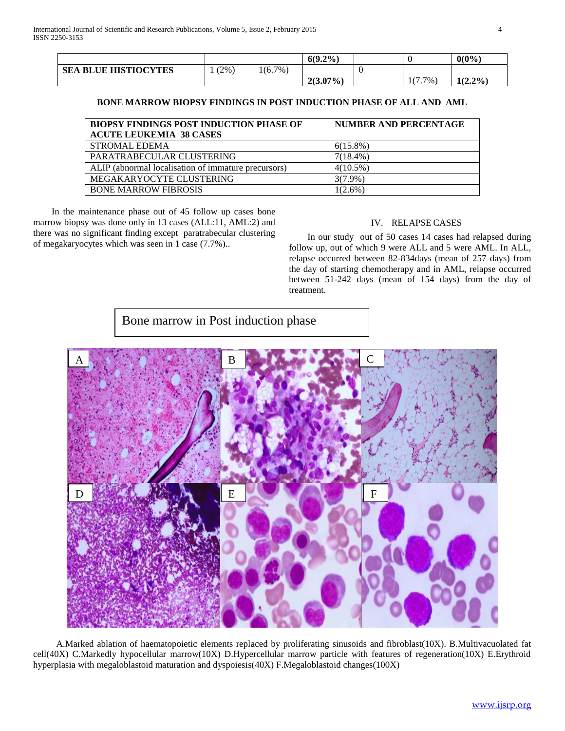| | | | | | | |
|---|---|---|---|---|---|---|
| | | | **6(9.2%)** | | 0 | **0(0%)** |
| **SEA BLUE HISTIOCYTES** | 1 (2%) | 1(6.7%) | **2(3.07%)** | 0 | 1(7.7%) | **1(2.2%)** |

**BONE MARROW BIOPSY FINDINGS IN POST INDUCTION PHASE OF ALL AND AML**

| BIOPSY FINDINGS POST INDUCTION PHASE OF ACUTE LEUKEMIA 38 CASES | NUMBER AND PERCENTAGE |
|---|---|
| STROMAL EDEMA | 6(15.8%) |
| PARATRABECULAR CLUSTERING | 7(18.4%) |
| ALIP (abnormal localisation of immature precursors) | 4(10.5%) |
| MEGAKARYOCYTE CLUSTERING | 3(7.9%) |
| BONE MARROW FIBROSIS | 1(2.6%) |

In the maintenance phase out of 45 follow up cases bone marrow biopsy was done only in 13 cases (ALL:11, AML:2) and there was no significant finding except paratrabecular clustering of megakaryocytes which was seen in 1 case (7.7%)..

## IV. RELAPSE CASES

In our study out of 50 cases 14 cases had relapsed during follow up, out of which 9 were ALL and 5 were AML. In ALL, relapse occurred between 82-834days (mean of 257 days) from the day of starting chemotherapy and in AML, relapse occurred between 51-242 days (mean of 154 days) from the day of treatment.

Bone marrow in Post induction phase

A.Marked ablation of haematopoietic elements replaced by proliferating sinusoids and fibroblast(10X). B.Multivacuolated fat cell(40X) C.Markedly hypocellular marrow(10X) D.Hypercellular marrow particle with features of regeneration(10X) E.Erythroid hyperplasia with megaloblastoid maturation and dyspoiesis(40X) F.Megaloblastoid changes(100X)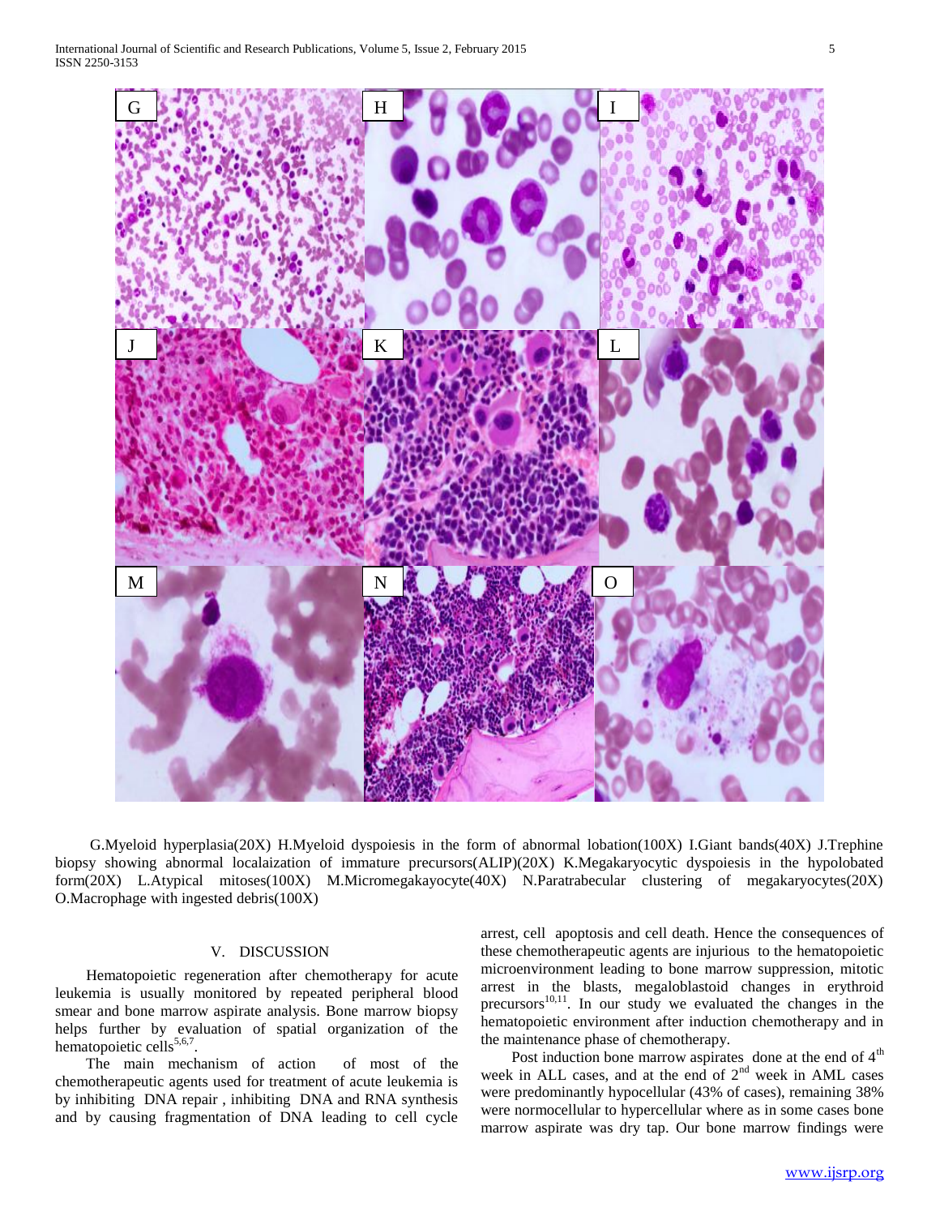G.Myeloid hyperplasia(20X) H.Myeloid dyspoiesis in the form of abnormal lobation(100X) I.Giant bands(40X) J.Trephine biopsy showing abnormal localaization of immature precursors(ALIP)(20X) K.Megakaryocytic dyspoiesis in the hypolobated form(20X) L.Atypical mitoses(100X) M.Micromegakayocyte(40X) N.Paratrabecular clustering of megakaryocytes(20X) O.Macrophage with ingested debris(100X)

## V. DISCUSSION

Hematopoietic regeneration after chemotherapy for acute leukemia is usually monitored by repeated peripheral blood smear and bone marrow aspirate analysis. Bone marrow biopsy helps further by evaluation of spatial organization of the hematopoietic cells[5,6,7].

The main mechanism of action of most of the chemotherapeutic agents used for treatment of acute leukemia is by inhibiting DNA repair , inhibiting DNA and RNA synthesis and by causing fragmentation of DNA leading to cell cycle arrest, cell apoptosis and cell death. Hence the consequences of these chemotherapeutic agents are injurious to the hematopoietic microenvironment leading to bone marrow suppression, mitotic arrest in the blasts, megaloblastoid changes in erythroid precursors[10,11]. In our study we evaluated the changes in the hematopoietic environment after induction chemotherapy and in the maintenance phase of chemotherapy.

Post induction bone marrow aspirates done at the end of 4th week in ALL cases, and at the end of 2nd week in AML cases were predominantly hypocellular (43% of cases), remaining 38% were normocellular to hypercellular where as in some cases bone marrow aspirate was dry tap. Our bone marrow findings were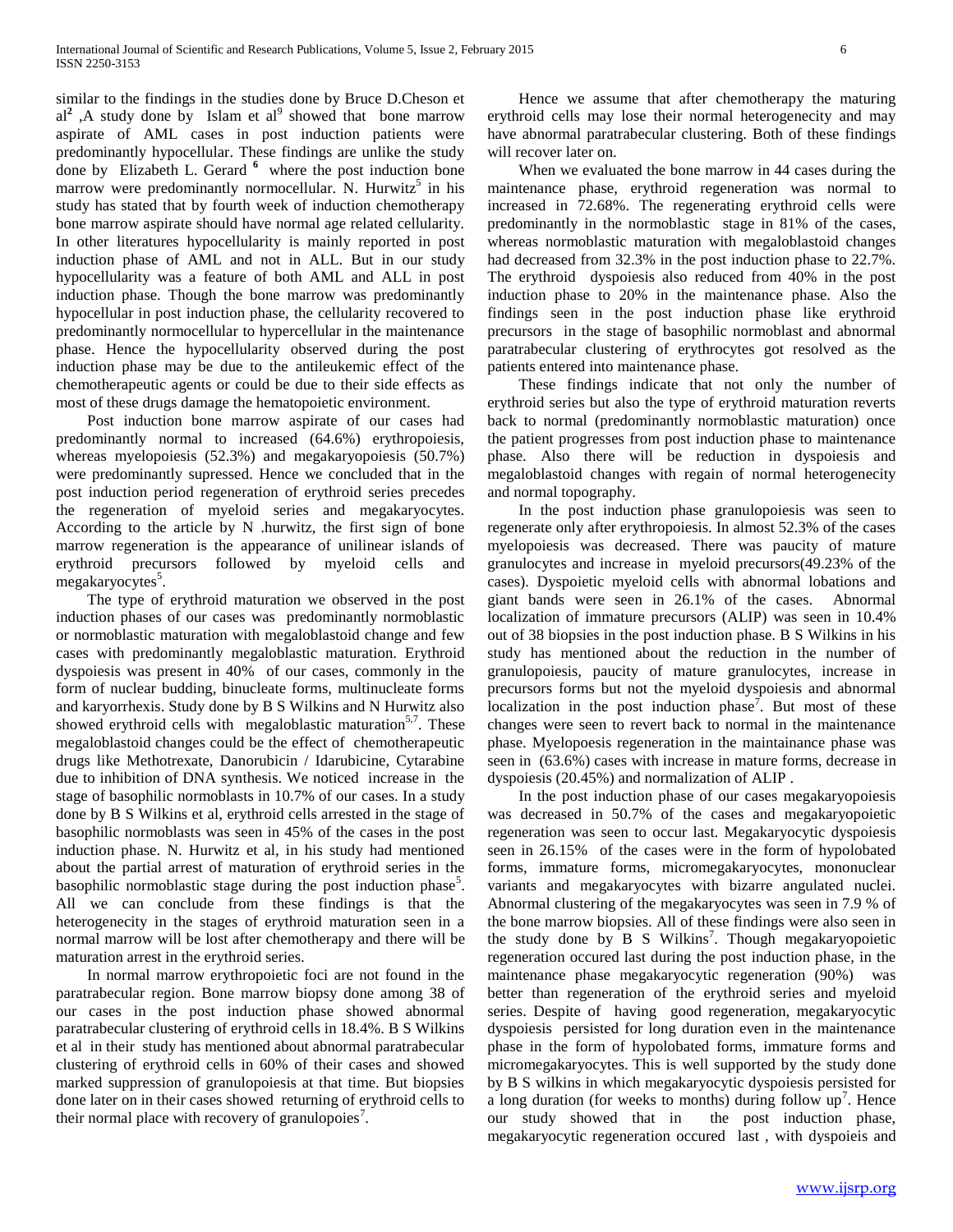similar to the findings in the studies done by Bruce D.Cheson et al[2] ,A study done by Islam et al[9] showed that bone marrow aspirate of AML cases in post induction patients were predominantly hypocellular. These findings are unlike the study done by Elizabeth L. Gerard [6] where the post induction bone marrow were predominantly normocellular. N. Hurwitz[5] in his study has stated that by fourth week of induction chemotherapy bone marrow aspirate should have normal age related cellularity. In other literatures hypocellularity is mainly reported in post induction phase of AML and not in ALL. But in our study hypocellularity was a feature of both AML and ALL in post induction phase. Though the bone marrow was predominantly hypocellular in post induction phase, the cellularity recovered to predominantly normocellular to hypercellular in the maintenance phase. Hence the hypocellularity observed during the post induction phase may be due to the antileukemic effect of the chemotherapeutic agents or could be due to their side effects as most of these drugs damage the hematopoietic environment.

Post induction bone marrow aspirate of our cases had predominantly normal to increased (64.6%) erythropoiesis, whereas myelopoiesis (52.3%) and megakaryopoiesis (50.7%) were predominantly supressed. Hence we concluded that in the post induction period regeneration of erythroid series precedes the regeneration of myeloid series and megakaryocytes. According to the article by N .hurwitz, the first sign of bone marrow regeneration is the appearance of unilinear islands of erythroid precursors followed by myeloid cells and megakaryocytes[5].

The type of erythroid maturation we observed in the post induction phases of our cases was predominantly normoblastic or normoblastic maturation with megaloblastoid change and few cases with predominantly megaloblastic maturation. Erythroid dyspoiesis was present in 40% of our cases, commonly in the form of nuclear budding, binucleate forms, multinucleate forms and karyorrhexis. Study done by B S Wilkins and N Hurwitz also showed erythroid cells with megaloblastic maturation[5,7]. These megaloblastoid changes could be the effect of chemotherapeutic drugs like Methotrexate, Danorubicin / Idarubicine, Cytarabine due to inhibition of DNA synthesis. We noticed increase in the stage of basophilic normoblasts in 10.7% of our cases. In a study done by B S Wilkins et al, erythroid cells arrested in the stage of basophilic normoblasts was seen in 45% of the cases in the post induction phase. N. Hurwitz et al, in his study had mentioned about the partial arrest of maturation of erythroid series in the basophilic normoblastic stage during the post induction phase[5]. All we can conclude from these findings is that the heterogenecity in the stages of erythroid maturation seen in a normal marrow will be lost after chemotherapy and there will be maturation arrest in the erythroid series.

In normal marrow erythropoietic foci are not found in the paratrabecular region. Bone marrow biopsy done among 38 of our cases in the post induction phase showed abnormal paratrabecular clustering of erythroid cells in 18.4%. B S Wilkins et al in their study has mentioned about abnormal paratrabecular clustering of erythroid cells in 60% of their cases and showed marked suppression of granulopoiesis at that time. But biopsies done later on in their cases showed returning of erythroid cells to their normal place with recovery of granulopoies[7].

Hence we assume that after chemotherapy the maturing erythroid cells may lose their normal heterogenecity and may have abnormal paratrabecular clustering. Both of these findings will recover later on.

When we evaluated the bone marrow in 44 cases during the maintenance phase, erythroid regeneration was normal to increased in 72.68%. The regenerating erythroid cells were predominantly in the normoblastic stage in 81% of the cases, whereas normoblastic maturation with megaloblastoid changes had decreased from 32.3% in the post induction phase to 22.7%. The erythroid dyspoiesis also reduced from 40% in the post induction phase to 20% in the maintenance phase. Also the findings seen in the post induction phase like erythroid precursors in the stage of basophilic normoblast and abnormal paratrabecular clustering of erythrocytes got resolved as the patients entered into maintenance phase.

These findings indicate that not only the number of erythroid series but also the type of erythroid maturation reverts back to normal (predominantly normoblastic maturation) once the patient progresses from post induction phase to maintenance phase. Also there will be reduction in dyspoiesis and megaloblastoid changes with regain of normal heterogenecity and normal topography.

In the post induction phase granulopoiesis was seen to regenerate only after erythropoiesis. In almost 52.3% of the cases myelopoiesis was decreased. There was paucity of mature granulocytes and increase in myeloid precursors(49.23% of the cases). Dyspoietic myeloid cells with abnormal lobations and giant bands were seen in 26.1% of the cases. Abnormal localization of immature precursors (ALIP) was seen in 10.4% out of 38 biopsies in the post induction phase. B S Wilkins in his study has mentioned about the reduction in the number of granulopoiesis, paucity of mature granulocytes, increase in precursors forms but not the myeloid dyspoiesis and abnormal localization in the post induction phase[7]. But most of these changes were seen to revert back to normal in the maintainance phase. Myelopoesis regeneration in the maintenance phase was seen in (63.6%) cases with increase in mature forms, decrease in dyspoiesis (20.45%) and normalization of ALIP .

In the post induction phase of our cases megakaryopoiesis was decreased in 50.7% of the cases and megakaryopoietic regeneration was seen to occur last. Megakaryocytic dyspoiesis seen in 26.15% of the cases were in the form of hypolobated forms, immature forms, micromegakaryocytes, mononuclear variants and megakaryocytes with bizarre angulated nuclei. Abnormal clustering of the megakaryocytes was seen in 7.9 % of the bone marrow biopsies. All of these findings were also seen in the study done by B S Wilkins[7]. Though megakaryopoietic regeneration occured last during the post induction phase, in the maintenance phase megakaryocytic regeneration (90%) was better than regeneration of the erythroid series and myeloid series. Despite of having good regeneration, megakaryocytic dyspoiesis persisted for long duration even in the maintenance phase in the form of hypolobated forms, immature forms and micromegakaryocytes. This is well supported by the study done by B S wilkins in which megakaryocytic dyspoiesis persisted for a long duration (for weeks to months) during follow up[7]. Hence our study showed that in the post induction phase, megakaryocytic regeneration occured last , with dyspoieis and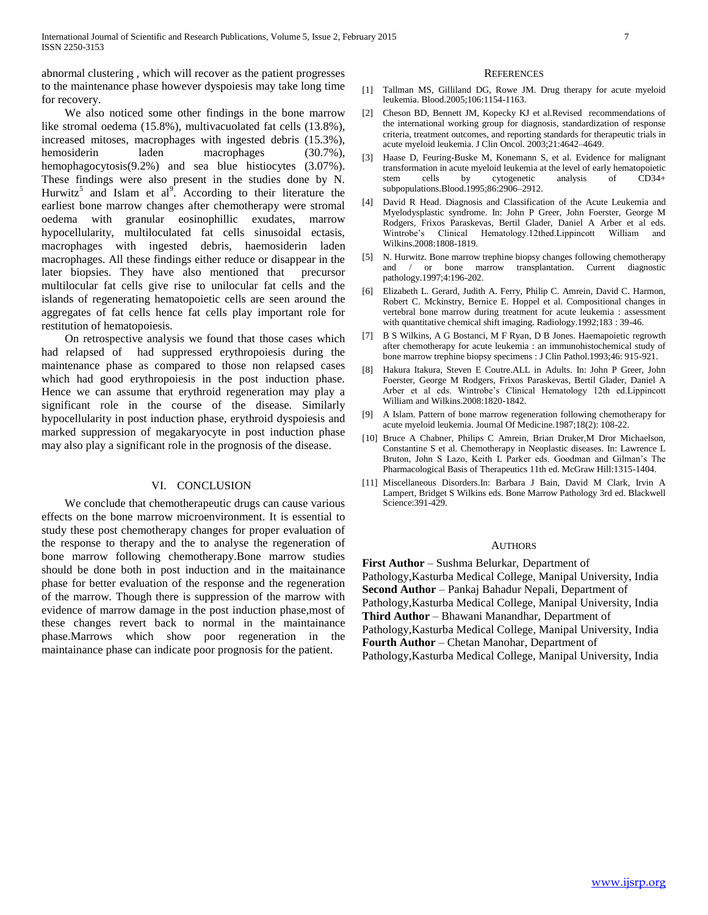abnormal clustering , which will recover as the patient progresses to the maintenance phase however dyspoiesis may take long time for recovery.

We also noticed some other findings in the bone marrow like stromal oedema (15.8%), multivacuolated fat cells (13.8%), increased mitoses, macrophages with ingested debris (15.3%), hemosiderin laden macrophages (30.7%), hemophagocytosis(9.2%) and sea blue histiocytes (3.07%). These findings were also present in the studies done by N. Hurwitz[5] and Islam et al[9]. According to their literature the earliest bone marrow changes after chemotherapy were stromal oedema with granular eosinophillic exudates, marrow hypocellularity, multiloculated fat cells sinusoidal ectasis, macrophages with ingested debris, haemosiderin laden macrophages. All these findings either reduce or disappear in the later biopsies. They have also mentioned that precursor multilocular fat cells give rise to unilocular fat cells and the islands of regenerating hematopoietic cells are seen around the aggregates of fat cells hence fat cells play important role for restitution of hematopoiesis.

On retrospective analysis we found that those cases which had relapsed of had suppressed erythropoiesis during the maintenance phase as compared to those non relapsed cases which had good erythropoiesis in the post induction phase. Hence we can assume that erythroid regeneration may play a significant role in the course of the disease. Similarly hypocellularity in post induction phase, erythroid dyspoiesis and marked suppression of megakaryocyte in post induction phase may also play a significant role in the prognosis of the disease.

## VI. CONCLUSION

We conclude that chemotherapeutic drugs can cause various effects on the bone marrow microenvironment. It is essential to study these post chemotherapy changes for proper evaluation of the response to therapy and the to analyse the regeneration of bone marrow following chemotherapy.Bone marrow studies should be done both in post induction and in the maitainance phase for better evaluation of the response and the regeneration of the marrow. Though there is suppression of the marrow with evidence of marrow damage in the post induction phase,most of these changes revert back to normal in the maintainance phase.Marrows which show poor regeneration in the maintainance phase can indicate poor prognosis for the patient.

## REFERENCES

[1] Tallman MS, Gilliland DG, Rowe JM. Drug therapy for acute myeloid leukemia. Blood.2005;106:1154-1163.

[2] Cheson BD, Bennett JM, Kopecky KJ et al.Revised recommendations of the international working group for diagnosis, standardization of response criteria, treatment outcomes, and reporting standards for therapeutic trials in acute myeloid leukemia. J Clin Oncol. 2003;21:4642–4649.

[3] Haase D, Feuring-Buske M, Konemann S, et al. Evidence for malignant transformation in acute myeloid leukemia at the level of early hematopoietic stem cells by cytogenetic analysis of CD34+ subpopulations.Blood.1995;86:2906–2912.

[4] David R Head. Diagnosis and Classification of the Acute Leukemia and Myelodysplastic syndrome. In: John P Greer, John Foerster, George M Rodgers, Frixos Paraskevas, Bertil Glader, Daniel A Arber et al eds. Wintrobe's Clinical Hematology.12thed.Lippincott William and Wilkins.2008:1808-1819.

[5] N. Hurwitz. Bone marrow trephine biopsy changes following chemotherapy and / or bone marrow transplantation. Current diagnostic pathology.1997;4:196-202.

[6] Elizabeth L. Gerard, Judith A. Ferry, Philip C. Amrein, David C. Harmon, Robert C. Mckinstry, Bernice E. Hoppel et al. Compositional changes in vertebral bone marrow during treatment for acute leukemia : assessment with quantitative chemical shift imaging. Radiology.1992;183 : 39-46.

[7] B S Wilkins, A G Bostanci, M F Ryan, D B Jones. Haemapoietic regrowth after chemotherapy for acute leukemia : an immunohistochemical study of bone marrow trephine biopsy specimens : J Clin Pathol.1993;46: 915-921.

[8] Hakura Itakura, Steven E Coutre.ALL in Adults. In: John P Greer, John Foerster, George M Rodgers, Frixos Paraskevas, Bertil Glader, Daniel A Arber et al eds. Wintrobe's Clinical Hematology 12th ed.Lippincott William and Wilkins.2008:1820-1842.

[9] A Islam. Pattern of bone marrow regeneration following chemotherapy for acute myeloid leukemia. Journal Of Medicine.1987;18(2): 108-22.

[10] Bruce A Chabner, Philips C Amrein, Brian Druker,M Dror Michaelson, Constantine S et al. Chemotherapy in Neoplastic diseases. In: Lawrence L Bruton, John S Lazo, Keith L Parker eds. Goodman and Gilman's The Pharmacological Basis of Therapeutics 11th ed. McGraw Hill:1315-1404.

[11] Miscellaneous Disorders.In: Barbara J Bain, David M Clark, Irvin A Lampert, Bridget S Wilkins eds. Bone Marrow Pathology 3rd ed. Blackwell Science:391-429.

## AUTHORS

**First Author** – Sushma Belurkar, Department of Pathology,Kasturba Medical College, Manipal University, India
**Second Author** – Pankaj Bahadur Nepali, Department of Pathology,Kasturba Medical College, Manipal University, India
**Third Author** – Bhawani Manandhar, Department of Pathology,Kasturba Medical College, Manipal University, India
**Fourth Author** – Chetan Manohar, Department of Pathology,Kasturba Medical College, Manipal University, India